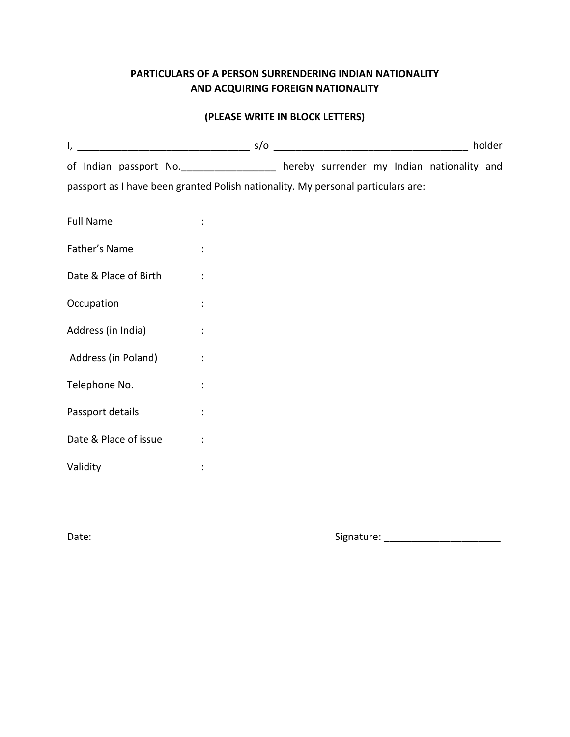**PARTICULARS OF A PERSON SURRENDERING INDIAN NATIONALITY AND ACQUIRING FOREIGN NATIONALITY**

**(PLEASE WRITE IN BLOCK LETTERS)**

I, ______________________________ s/o __________________________________ holder of Indian passport No.________________ hereby surrender my Indian nationality and passport as I have been granted Polish nationality. My personal particulars are:

Full Name :

Father's Name :

Date & Place of Birth :

Occupation :

Address (in India) :

Address (in Poland) :

Telephone No. :

Passport details :

Date & Place of issue :

Validity :

Date:

Signature: ____________________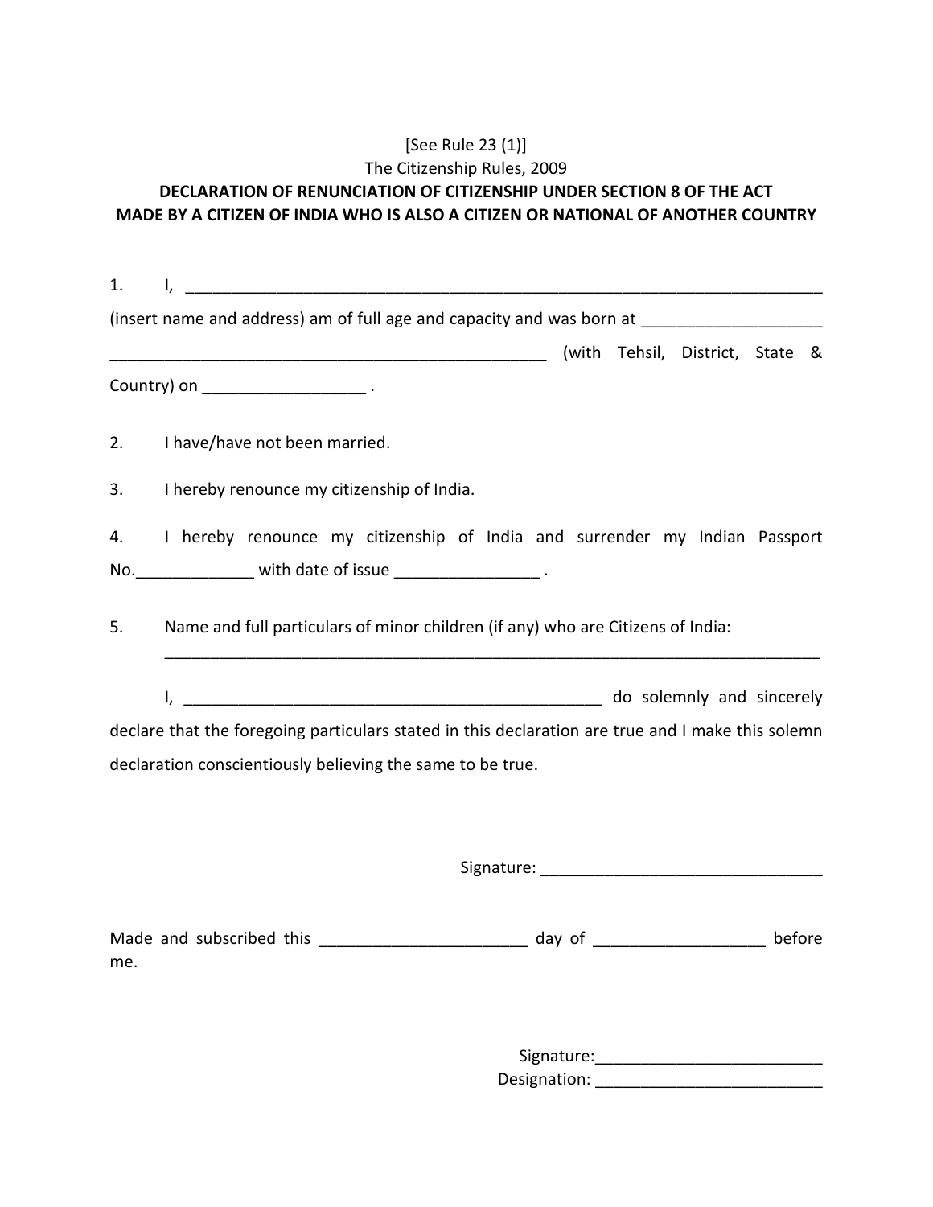[See Rule 23 (1)]

The Citizenship Rules, 2009

**DECLARATION OF RENUNCIATION OF CITIZENSHIP UNDER SECTION 8 OF THE ACT MADE BY A CITIZEN OF INDIA WHO IS ALSO A CITIZEN OR NATIONAL OF ANOTHER COUNTRY**

1. I, ________________________________________________________________________ (insert name and address) am of full age and capacity and was born at ____________________ __________________________________________________ (with Tehsil, District, State & Country) on __________________ .

2. I have/have not been married.

3. I hereby renounce my citizenship of India.

4. I hereby renounce my citizenship of India and surrender my Indian Passport No.____________ with date of issue ________________ .

5. Name and full particulars of minor children (if any) who are Citizens of India: ___________________________________________________________________________

I, _______________________________________________ do solemnly and sincerely declare that the foregoing particulars stated in this declaration are true and I make this solemn declaration conscientiously believing the same to be true.

Signature: _______________________________

Made and subscribed this _______________________ day of ___________________ before me.

Signature:_________________________

Designation: _________________________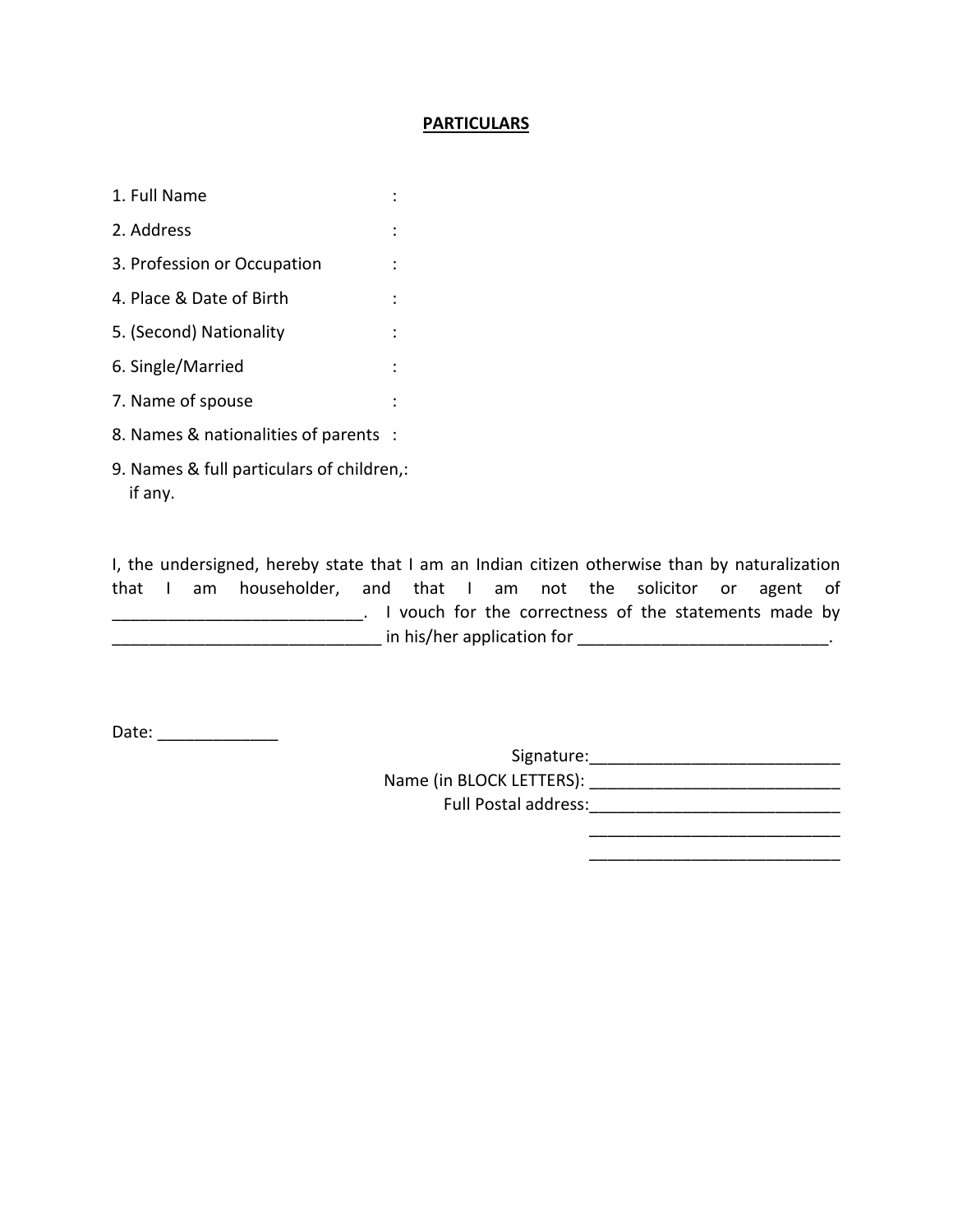## PARTICULARS

1. Full Name :
2. Address :
3. Profession or Occupation :
4. Place & Date of Birth :
5. (Second) Nationality :
6. Single/Married :
7. Name of spouse :
8. Names & nationalities of parents :
9. Names & full particulars of children,: if any.

I, the undersigned, hereby state that I am an Indian citizen otherwise than by naturalization that I am householder, and that I am not the solicitor or agent of ___________________________. I vouch for the correctness of the statements made by _____________________________ in his/her application for ___________________________.

Date: _____________

Signature:___________________________

Name (in BLOCK LETTERS): ___________________________

Full Postal address:___________________________

___________________________

___________________________